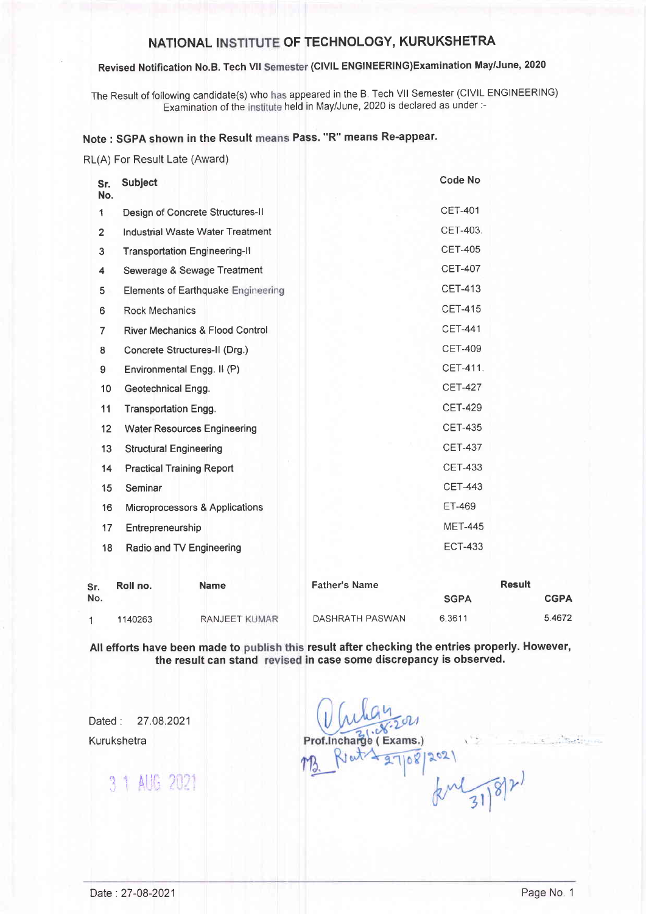# NATIONAL INSTITUTE OF TECHNOLOGY, KURUKSHETRA

## Revised Notification No.B. Tech VII Semester (CIVIL ENGINEERING)Examination May/June, 2020

The Result of following candidate(s) who has appeared in the B. Tech VII Semester (CIVIL ENGINEERING) Examination of the institute held in May/June, 2020 is declared as under :-

**Note : SGPA shown in the Result means Pass. "R" means Re-appear.**

RL(A) For Result Late (Award)

| Sr. No. | Subject | Code No |
|---|---|---|
| 1 | Design of Concrete Structures-II | CET-401 |
| 2 | Industrial Waste Water Treatment | CET-403. |
| 3 | Transportation Engineering-II | CET-405 |
| 4 | Sewerage & Sewage Treatment | CET-407 |
| 5 | Elements of Earthquake Engineering | CET-413 |
| 6 | Rock Mechanics | CET-415 |
| 7 | River Mechanics & Flood Control | CET-441 |
| 8 | Concrete Structures-II (Drg.) | CET-409 |
| 9 | Environmental Engg. II (P) | CET-411. |
| 10 | Geotechnical Engg. | CET-427 |
| 11 | Transportation Engg. | CET-429 |
| 12 | Water Resources Engineering | CET-435 |
| 13 | Structural Engineering | CET-437 |
| 14 | Practical Training Report | CET-433 |
| 15 | Seminar | CET-443 |
| 16 | Microprocessors & Applications | ET-469 |
| 17 | Entrepreneurship | MET-445 |
| 18 | Radio and TV Engineering | ECT-433 |

| Sr. No. | Roll no. | Name | Father's Name | Result | |
|---|---|---|---|---|---|
| | | | | SGPA | CGPA |
| 1 | 1140263 | RANJEET KUMAR | DASHRATH PASWAN | 6.3611 | 5.4672 |

**All efforts have been made to publish this result after checking the entries properly. However, the result can stand revised in case some discrepancy is observed.**

Dated : 27.08.2021

Kurukshetra

31 AUG 2021

Prof.Incharge ( Exams.)

Date : 27-08-2021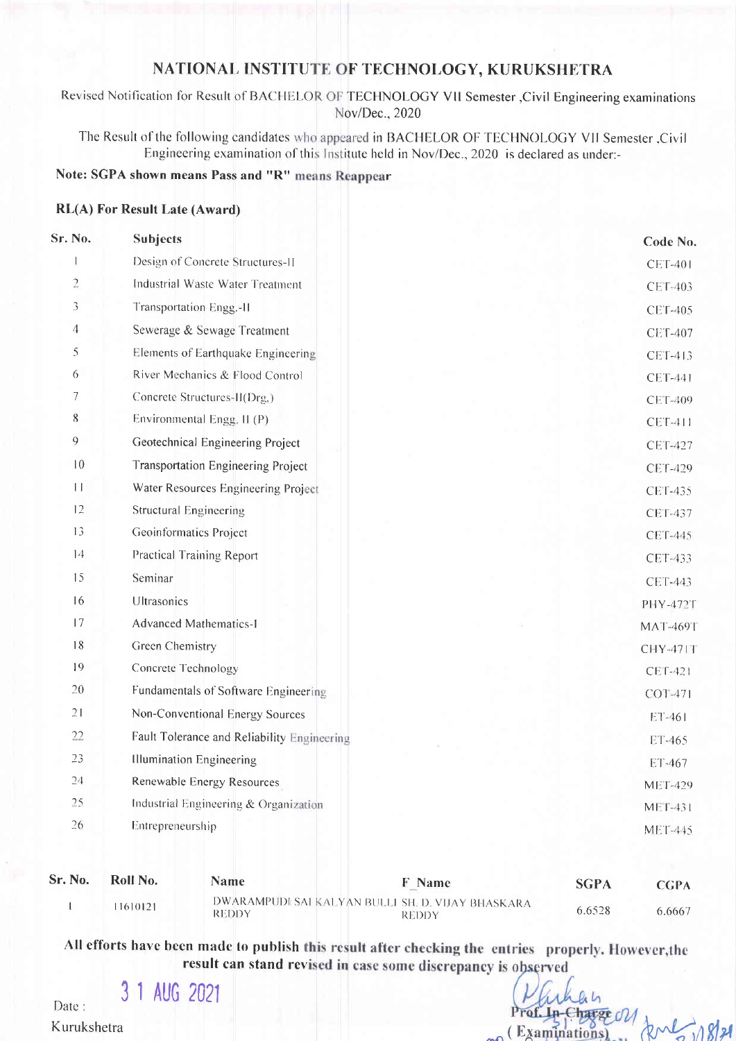# NATIONAL INSTITUTE OF TECHNOLOGY, KURUKSHETRA

Revised Notification for Result of BACHELOR OF TECHNOLOGY VII Semester ,Civil Engineering examinations Nov/Dec., 2020

The Result of the following candidates who appeared in BACHELOR OF TECHNOLOGY VII Semester ,Civil Engineering examination of this Institute held in Nov/Dec., 2020 is declared as under:-

**Note: SGPA shown means Pass and "R" means Reappear**

**RL(A) For Result Late (Award)**

| Sr. No. | Subjects | Code No. |
|---|---|---|
| 1 | Design of Concrete Structures-II | CET-401 |
| 2 | Industrial Waste Water Treatment | CET-403 |
| 3 | Transportation Engg.-II | CET-405 |
| 4 | Sewerage & Sewage Treatment | CET-407 |
| 5 | Elements of Earthquake Engineering | CET-413 |
| 6 | River Mechanics & Flood Control | CET-441 |
| 7 | Concrete Structures-II(Drg.) | CET-409 |
| 8 | Environmental Engg. II (P) | CET-411 |
| 9 | Geotechnical Engineering Project | CET-427 |
| 10 | Transportation Engineering Project | CET-429 |
| 11 | Water Resources Engineering Project | CET-435 |
| 12 | Structural Engineering | CET-437 |
| 13 | Geoinformatics Project | CET-445 |
| 14 | Practical Training Report | CET-433 |
| 15 | Seminar | CET-443 |
| 16 | Ultrasonics | PHY-472T |
| 17 | Advanced Mathematics-I | MAT-469T |
| 18 | Green Chemistry | CHY-471T |
| 19 | Concrete Technology | CET-421 |
| 20 | Fundamentals of Software Engineering | COT-471 |
| 21 | Non-Conventional Energy Sources | ET-461 |
| 22 | Fault Tolerance and Reliability Engineering | ET-465 |
| 23 | Illumination Engineering | ET-467 |
| 24 | Renewable Energy Resources | MET-429 |
| 25 | Industrial Engineering & Organization | MET-431 |
| 26 | Entrepreneurship | MET-445 |

| Sr. No. | Roll No. | Name | F_Name | SGPA | CGPA |
|---|---|---|---|---|---|
| 1 | 11610121 | DWARAMPUDI SAI KALYAN BULLI REDDY | SH. D. VIJAY BHASKARA REDDY | 6.6528 | 6.6667 |

**All efforts have been made to publish this result after checking the entries properly. However,the result can stand revised in case some discrepancy is observed**

Date : 3 1 AUG 2021

Kurukshetra

Prof. In-Charge
( Examinations)